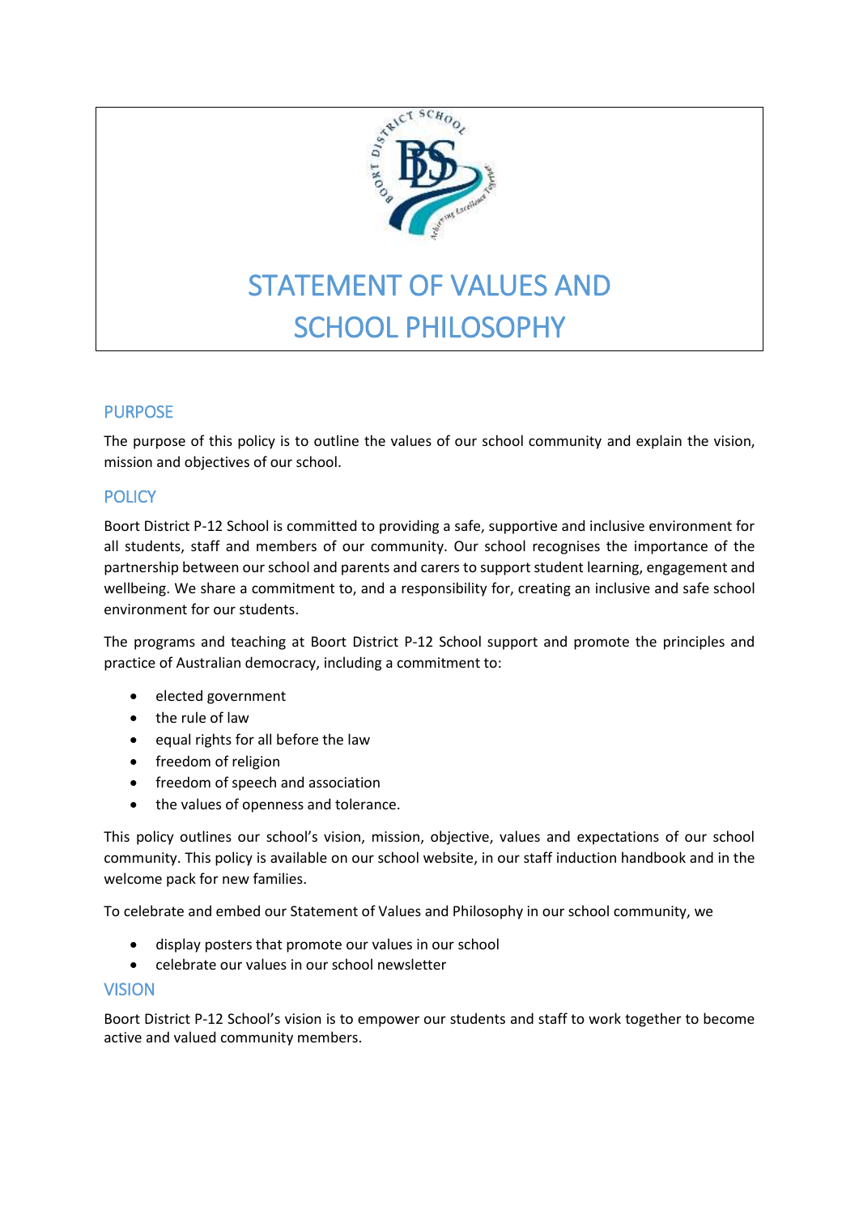# STATEMENT OF VALUES AND SCHOOL PHILOSOPHY

## PURPOSE

The purpose of this policy is to outline the values of our school community and explain the vision, mission and objectives of our school.

## POLICY

Boort District P-12 School is committed to providing a safe, supportive and inclusive environment for all students, staff and members of our community. Our school recognises the importance of the partnership between our school and parents and carers to support student learning, engagement and wellbeing. We share a commitment to, and a responsibility for, creating an inclusive and safe school environment for our students.

The programs and teaching at Boort District P-12 School support and promote the principles and practice of Australian democracy, including a commitment to:

- elected government
- the rule of law
- equal rights for all before the law
- freedom of religion
- freedom of speech and association
- the values of openness and tolerance.

This policy outlines our school's vision, mission, objective, values and expectations of our school community. This policy is available on our school website, in our staff induction handbook and in the welcome pack for new families.

To celebrate and embed our Statement of Values and Philosophy in our school community, we

- display posters that promote our values in our school
- celebrate our values in our school newsletter

## VISION

Boort District P-12 School's vision is to empower our students and staff to work together to become active and valued community members.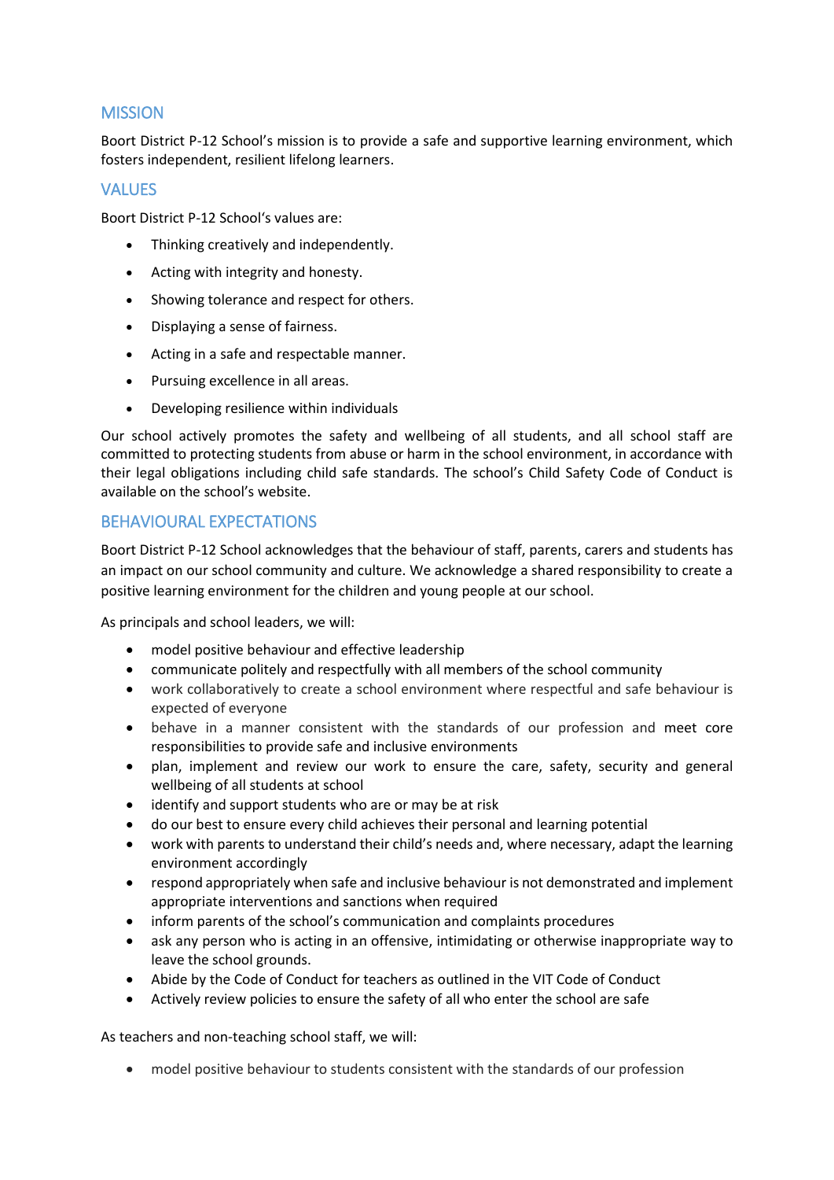## MISSION

Boort District P-12 School's mission is to provide a safe and supportive learning environment, which fosters independent, resilient lifelong learners.

## VALUES

Boort District P-12 School's values are:

- Thinking creatively and independently.
- Acting with integrity and honesty.
- Showing tolerance and respect for others.
- Displaying a sense of fairness.
- Acting in a safe and respectable manner.
- Pursuing excellence in all areas.
- Developing resilience within individuals

Our school actively promotes the safety and wellbeing of all students, and all school staff are committed to protecting students from abuse or harm in the school environment, in accordance with their legal obligations including child safe standards. The school's Child Safety Code of Conduct is available on the school's website.

## BEHAVIOURAL EXPECTATIONS

Boort District P-12 School acknowledges that the behaviour of staff, parents, carers and students has an impact on our school community and culture. We acknowledge a shared responsibility to create a positive learning environment for the children and young people at our school.

As principals and school leaders, we will:

- model positive behaviour and effective leadership
- communicate politely and respectfully with all members of the school community
- work collaboratively to create a school environment where respectful and safe behaviour is expected of everyone
- behave in a manner consistent with the standards of our profession and meet core responsibilities to provide safe and inclusive environments
- plan, implement and review our work to ensure the care, safety, security and general wellbeing of all students at school
- identify and support students who are or may be at risk
- do our best to ensure every child achieves their personal and learning potential
- work with parents to understand their child's needs and, where necessary, adapt the learning environment accordingly
- respond appropriately when safe and inclusive behaviour is not demonstrated and implement appropriate interventions and sanctions when required
- inform parents of the school's communication and complaints procedures
- ask any person who is acting in an offensive, intimidating or otherwise inappropriate way to leave the school grounds.
- Abide by the Code of Conduct for teachers as outlined in the VIT Code of Conduct
- Actively review policies to ensure the safety of all who enter the school are safe

As teachers and non-teaching school staff, we will:

- model positive behaviour to students consistent with the standards of our profession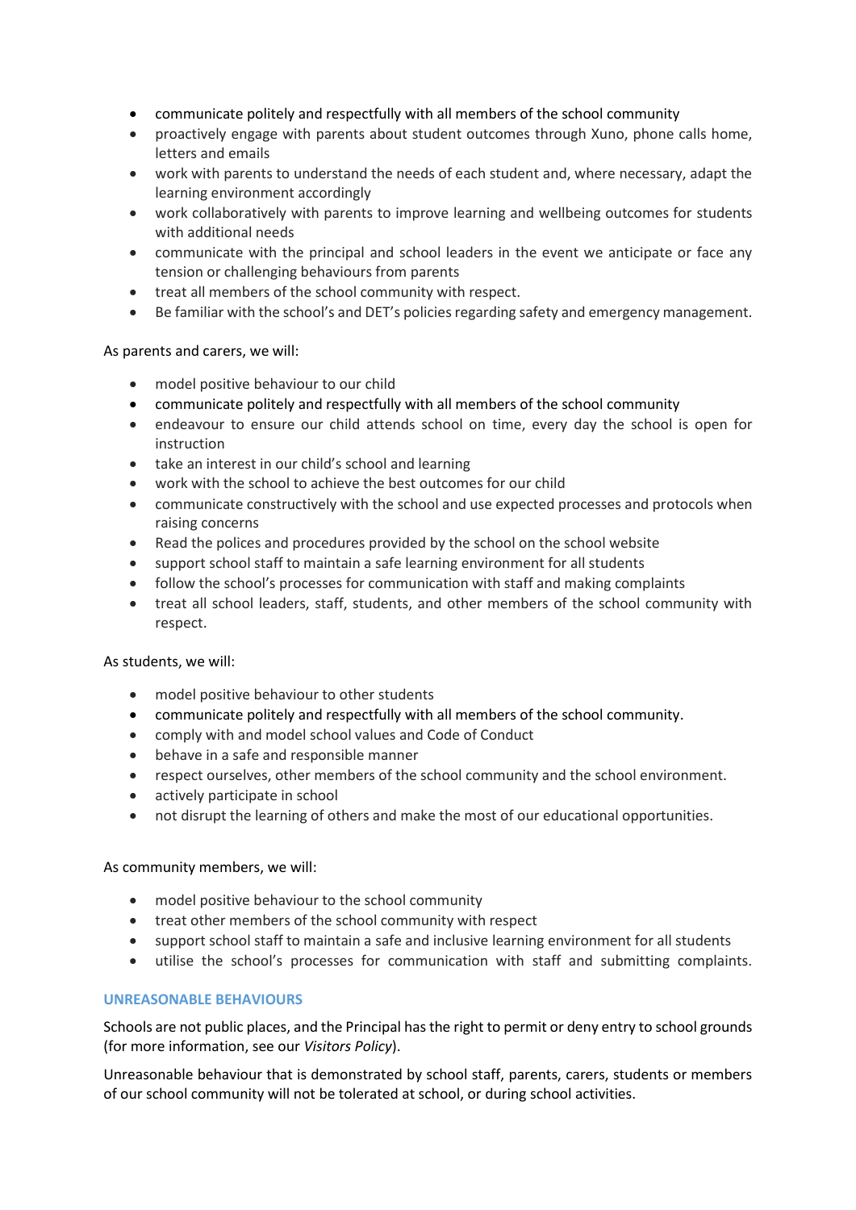- communicate politely and respectfully with all members of the school community
- proactively engage with parents about student outcomes through Xuno, phone calls home, letters and emails
- work with parents to understand the needs of each student and, where necessary, adapt the learning environment accordingly
- work collaboratively with parents to improve learning and wellbeing outcomes for students with additional needs
- communicate with the principal and school leaders in the event we anticipate or face any tension or challenging behaviours from parents
- treat all members of the school community with respect.
- Be familiar with the school's and DET's policies regarding safety and emergency management.

As parents and carers, we will:

- model positive behaviour to our child
- communicate politely and respectfully with all members of the school community
- endeavour to ensure our child attends school on time, every day the school is open for instruction
- take an interest in our child's school and learning
- work with the school to achieve the best outcomes for our child
- communicate constructively with the school and use expected processes and protocols when raising concerns
- Read the polices and procedures provided by the school on the school website
- support school staff to maintain a safe learning environment for all students
- follow the school's processes for communication with staff and making complaints
- treat all school leaders, staff, students, and other members of the school community with respect.

As students, we will:

- model positive behaviour to other students
- communicate politely and respectfully with all members of the school community.
- comply with and model school values and Code of Conduct
- behave in a safe and responsible manner
- respect ourselves, other members of the school community and the school environment.
- actively participate in school
- not disrupt the learning of others and make the most of our educational opportunities.

As community members, we will:

- model positive behaviour to the school community
- treat other members of the school community with respect
- support school staff to maintain a safe and inclusive learning environment for all students
- utilise the school's processes for communication with staff and submitting complaints.

## UNREASONABLE BEHAVIOURS

Schools are not public places, and the Principal has the right to permit or deny entry to school grounds (for more information, see our *Visitors Policy*).

Unreasonable behaviour that is demonstrated by school staff, parents, carers, students or members of our school community will not be tolerated at school, or during school activities.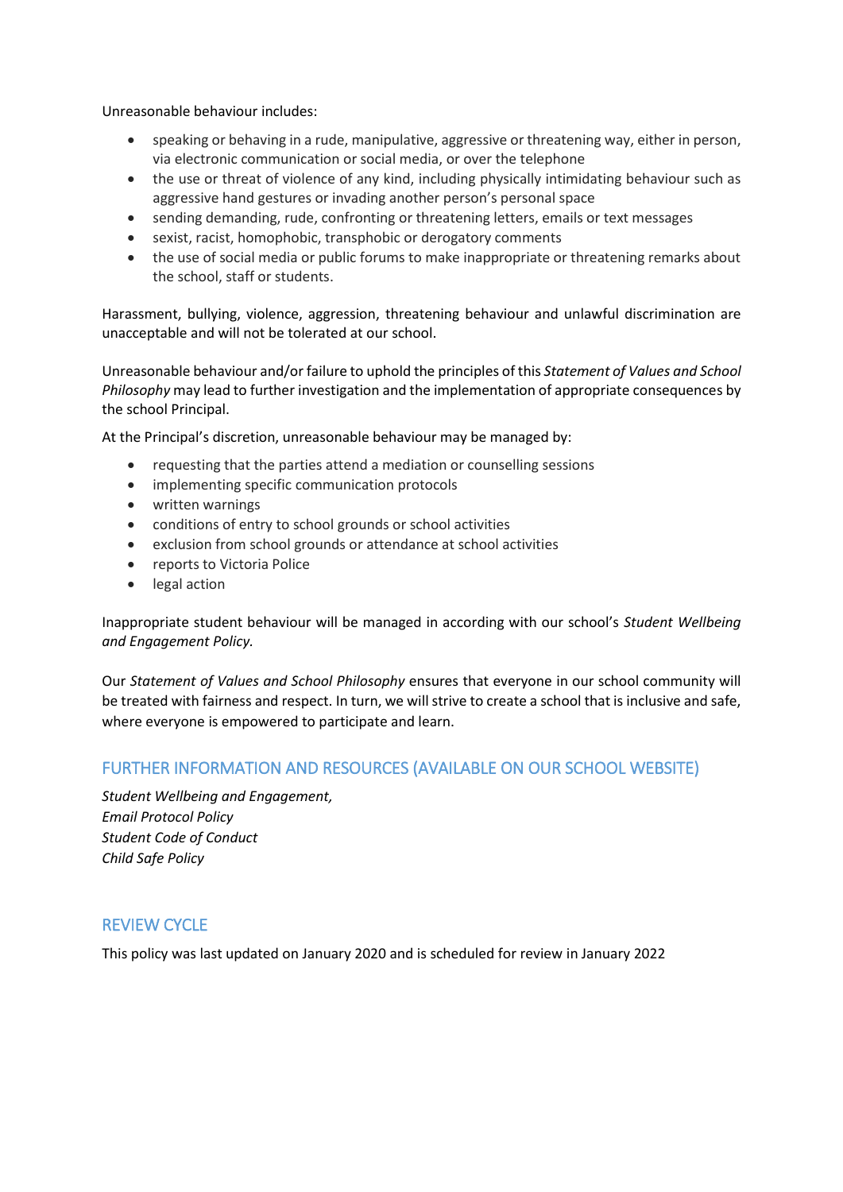Unreasonable behaviour includes:

- speaking or behaving in a rude, manipulative, aggressive or threatening way, either in person, via electronic communication or social media, or over the telephone
- the use or threat of violence of any kind, including physically intimidating behaviour such as aggressive hand gestures or invading another person's personal space
- sending demanding, rude, confronting or threatening letters, emails or text messages
- sexist, racist, homophobic, transphobic or derogatory comments
- the use of social media or public forums to make inappropriate or threatening remarks about the school, staff or students.

Harassment, bullying, violence, aggression, threatening behaviour and unlawful discrimination are unacceptable and will not be tolerated at our school.

Unreasonable behaviour and/or failure to uphold the principles of this *Statement of Values and School Philosophy* may lead to further investigation and the implementation of appropriate consequences by the school Principal.

At the Principal's discretion, unreasonable behaviour may be managed by:

- requesting that the parties attend a mediation or counselling sessions
- implementing specific communication protocols
- written warnings
- conditions of entry to school grounds or school activities
- exclusion from school grounds or attendance at school activities
- reports to Victoria Police
- legal action

Inappropriate student behaviour will be managed in according with our school's *Student Wellbeing and Engagement Policy.*

Our *Statement of Values and School Philosophy* ensures that everyone in our school community will be treated with fairness and respect. In turn, we will strive to create a school that is inclusive and safe, where everyone is empowered to participate and learn.

## FURTHER INFORMATION AND RESOURCES (AVAILABLE ON OUR SCHOOL WEBSITE)

*Student Wellbeing and Engagement,*
*Email Protocol Policy*
*Student Code of Conduct*
*Child Safe Policy*

## REVIEW CYCLE

This policy was last updated on January 2020 and is scheduled for review in January 2022